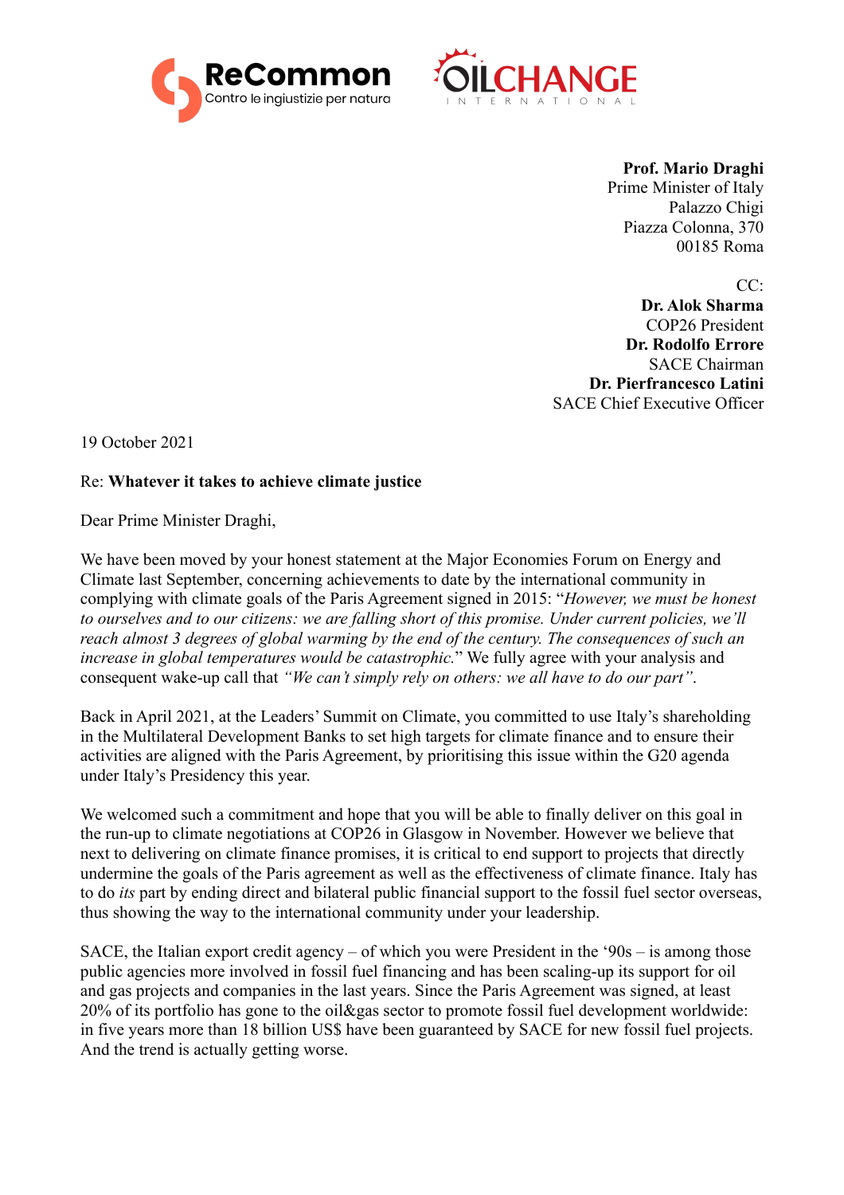ReCommon
Contro le ingiustizie per natura

OILCHANGE
INTERNATIONAL

**Prof. Mario Draghi**
Prime Minister of Italy
Palazzo Chigi
Piazza Colonna, 370
00185 Roma

CC:
**Dr. Alok Sharma**
COP26 President
**Dr. Rodolfo Errore**
SACE Chairman
**Dr. Pierfrancesco Latini**
SACE Chief Executive Officer

19 October 2021

Re: **Whatever it takes to achieve climate justice**

Dear Prime Minister Draghi,

We have been moved by your honest statement at the Major Economies Forum on Energy and Climate last September, concerning achievements to date by the international community in complying with climate goals of the Paris Agreement signed in 2015: "*However, we must be honest to ourselves and to our citizens: we are falling short of this promise. Under current policies, we'll reach almost 3 degrees of global warming by the end of the century. The consequences of such an increase in global temperatures would be catastrophic.*" We fully agree with your analysis and consequent wake-up call that *"We can't simply rely on others: we all have to do our part"*.

Back in April 2021, at the Leaders' Summit on Climate, you committed to use Italy's shareholding in the Multilateral Development Banks to set high targets for climate finance and to ensure their activities are aligned with the Paris Agreement, by prioritising this issue within the G20 agenda under Italy's Presidency this year.

We welcomed such a commitment and hope that you will be able to finally deliver on this goal in the run-up to climate negotiations at COP26 in Glasgow in November. However we believe that next to delivering on climate finance promises, it is critical to end support to projects that directly undermine the goals of the Paris agreement as well as the effectiveness of climate finance. Italy has to do *its* part by ending direct and bilateral public financial support to the fossil fuel sector overseas, thus showing the way to the international community under your leadership.

SACE, the Italian export credit agency – of which you were President in the '90s – is among those public agencies more involved in fossil fuel financing and has been scaling-up its support for oil and gas projects and companies in the last years. Since the Paris Agreement was signed, at least 20% of its portfolio has gone to the oil&gas sector to promote fossil fuel development worldwide: in five years more than 18 billion US$ have been guaranteed by SACE for new fossil fuel projects. And the trend is actually getting worse.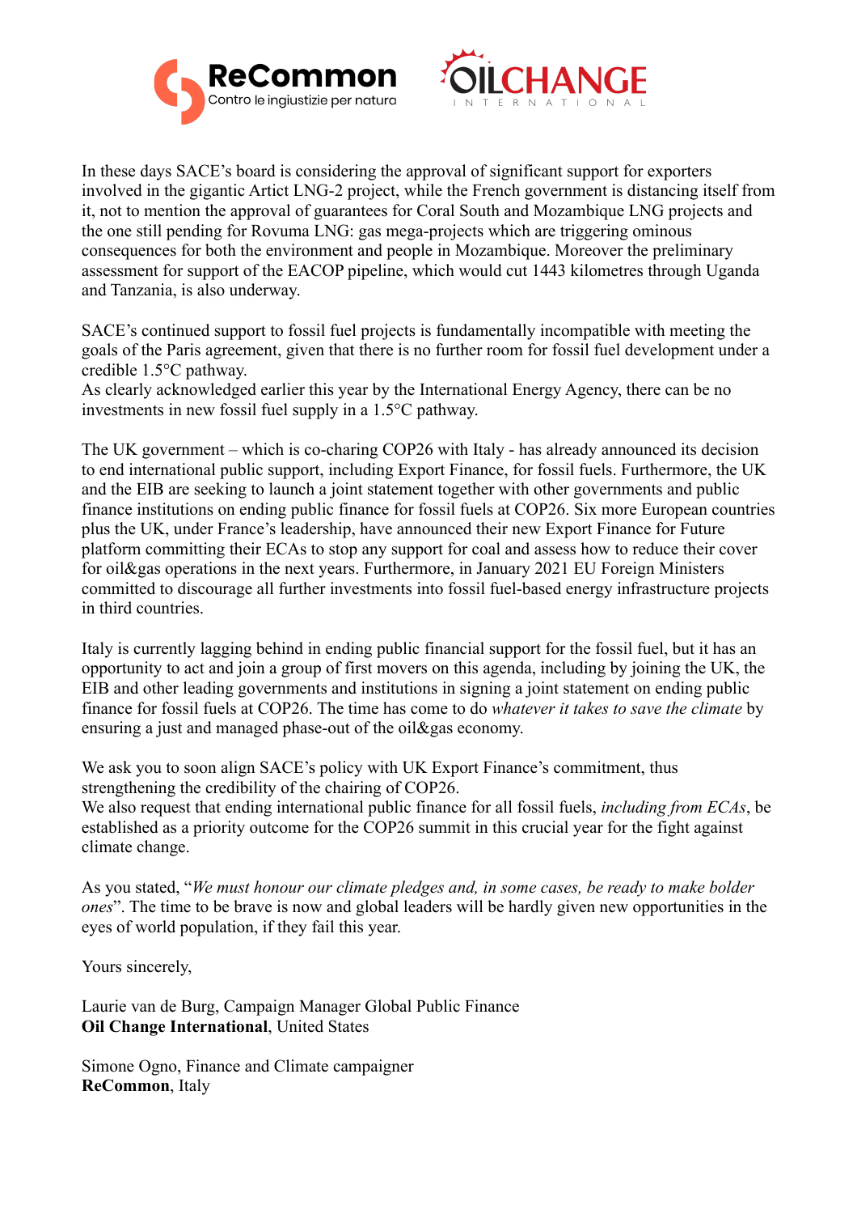In these days SACE's board is considering the approval of significant support for exporters involved in the gigantic Artict LNG-2 project, while the French government is distancing itself from it, not to mention the approval of guarantees for Coral South and Mozambique LNG projects and the one still pending for Rovuma LNG: gas mega-projects which are triggering ominous consequences for both the environment and people in Mozambique. Moreover the preliminary assessment for support of the EACOP pipeline, which would cut 1443 kilometres through Uganda and Tanzania, is also underway.

SACE's continued support to fossil fuel projects is fundamentally incompatible with meeting the goals of the Paris agreement, given that there is no further room for fossil fuel development under a credible 1.5°C pathway.
As clearly acknowledged earlier this year by the International Energy Agency, there can be no investments in new fossil fuel supply in a 1.5°C pathway.

The UK government – which is co-charing COP26 with Italy - has already announced its decision to end international public support, including Export Finance, for fossil fuels. Furthermore, the UK and the EIB are seeking to launch a joint statement together with other governments and public finance institutions on ending public finance for fossil fuels at COP26. Six more European countries plus the UK, under France's leadership, have announced their new Export Finance for Future platform committing their ECAs to stop any support for coal and assess how to reduce their cover for oil&gas operations in the next years. Furthermore, in January 2021 EU Foreign Ministers committed to discourage all further investments into fossil fuel-based energy infrastructure projects in third countries.

Italy is currently lagging behind in ending public financial support for the fossil fuel, but it has an opportunity to act and join a group of first movers on this agenda, including by joining the UK, the EIB and other leading governments and institutions in signing a joint statement on ending public finance for fossil fuels at COP26. The time has come to do *whatever it takes to save the climate* by ensuring a just and managed phase-out of the oil&gas economy.

We ask you to soon align SACE's policy with UK Export Finance's commitment, thus strengthening the credibility of the chairing of COP26.
We also request that ending international public finance for all fossil fuels, *including from ECAs*, be established as a priority outcome for the COP26 summit in this crucial year for the fight against climate change.

As you stated, "*We must honour our climate pledges and, in some cases, be ready to make bolder ones*". The time to be brave is now and global leaders will be hardly given new opportunities in the eyes of world population, if they fail this year.

Yours sincerely,

Laurie van de Burg, Campaign Manager Global Public Finance
**Oil Change International**, United States

Simone Ogno, Finance and Climate campaigner
**ReCommon**, Italy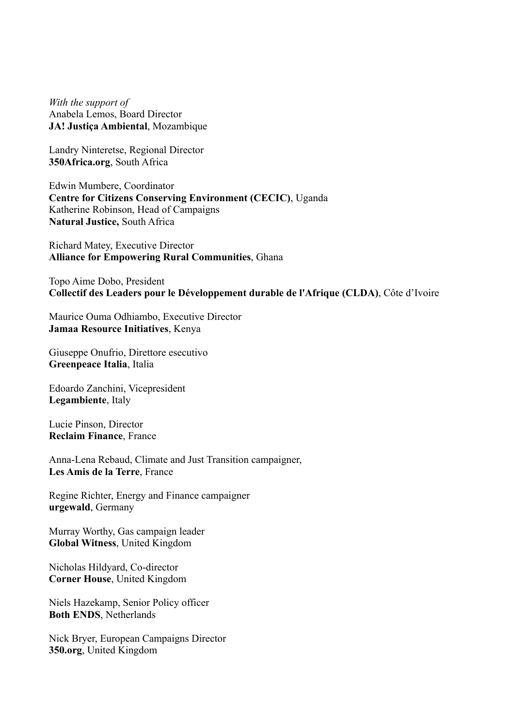*With the support of*
Anabela Lemos, Board Director
**JA! Justiça Ambiental**, Mozambique

Landry Ninteretse, Regional Director
**350Africa.org**, South Africa

Edwin Mumbere, Coordinator
**Centre for Citizens Conserving Environment (CECIC)**, Uganda
Katherine Robinson, Head of Campaigns
**Natural Justice,** South Africa

Richard Matey, Executive Director
**Alliance for Empowering Rural Communities**, Ghana

Topo Aime Dobo, President
**Collectif des Leaders pour le Développement durable de l'Afrique (CLDA)**, Côte d'Ivoire

Maurice Ouma Odhiambo, Executive Director
**Jamaa Resource Initiatives**, Kenya

Giuseppe Onufrio, Direttore esecutivo
**Greenpeace Italia**, Italia

Edoardo Zanchini, Vicepresident
**Legambiente**, Italy

Lucie Pinson, Director
**Reclaim Finance**, France

Anna-Lena Rebaud, Climate and Just Transition campaigner,
**Les Amis de la Terre**, France

Regine Richter, Energy and Finance campaigner
**urgewald**, Germany

Murray Worthy, Gas campaign leader
**Global Witness**, United Kingdom

Nicholas Hildyard, Co-director
**Corner House**, United Kingdom

Niels Hazekamp, Senior Policy officer
**Both ENDS**, Netherlands

Nick Bryer, European Campaigns Director
**350.org**, United Kingdom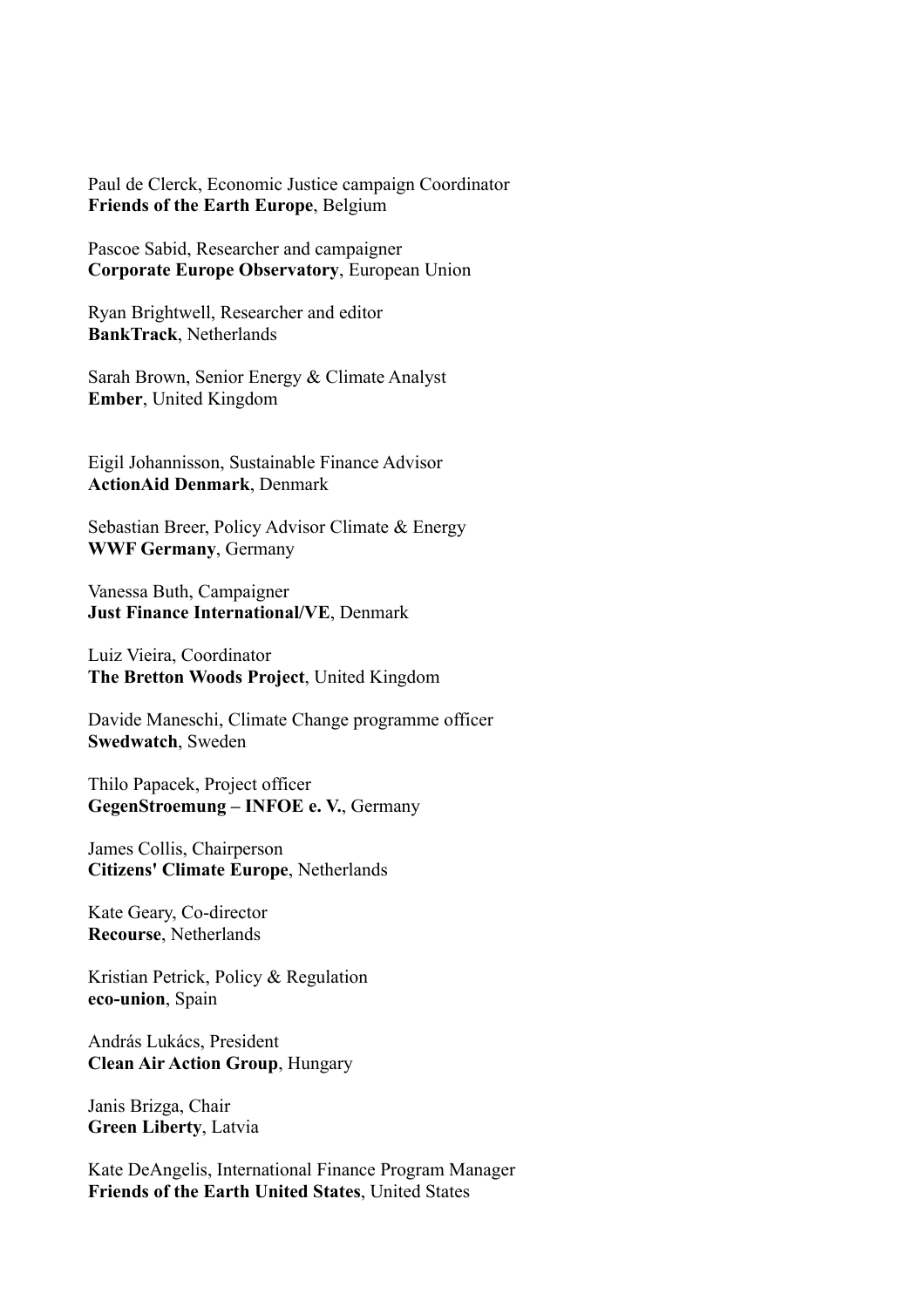Paul de Clerck, Economic Justice campaign Coordinator
**Friends of the Earth Europe**, Belgium

Pascoe Sabid, Researcher and campaigner
**Corporate Europe Observatory**, European Union

Ryan Brightwell, Researcher and editor
**BankTrack**, Netherlands

Sarah Brown, Senior Energy & Climate Analyst
**Ember**, United Kingdom

Eigil Johannisson, Sustainable Finance Advisor
**ActionAid Denmark**, Denmark

Sebastian Breer, Policy Advisor Climate & Energy
**WWF Germany**, Germany

Vanessa Buth, Campaigner
**Just Finance International/VE**, Denmark

Luiz Vieira, Coordinator
**The Bretton Woods Project**, United Kingdom

Davide Maneschi, Climate Change programme officer
**Swedwatch**, Sweden

Thilo Papacek, Project officer
**GegenStroemung – INFOE e. V.**, Germany

James Collis, Chairperson
**Citizens' Climate Europe**, Netherlands

Kate Geary, Co-director
**Recourse**, Netherlands

Kristian Petrick, Policy & Regulation
**eco-union**, Spain

András Lukács, President
**Clean Air Action Group**, Hungary

Janis Brizga, Chair
**Green Liberty**, Latvia

Kate DeAngelis, International Finance Program Manager
**Friends of the Earth United States**, United States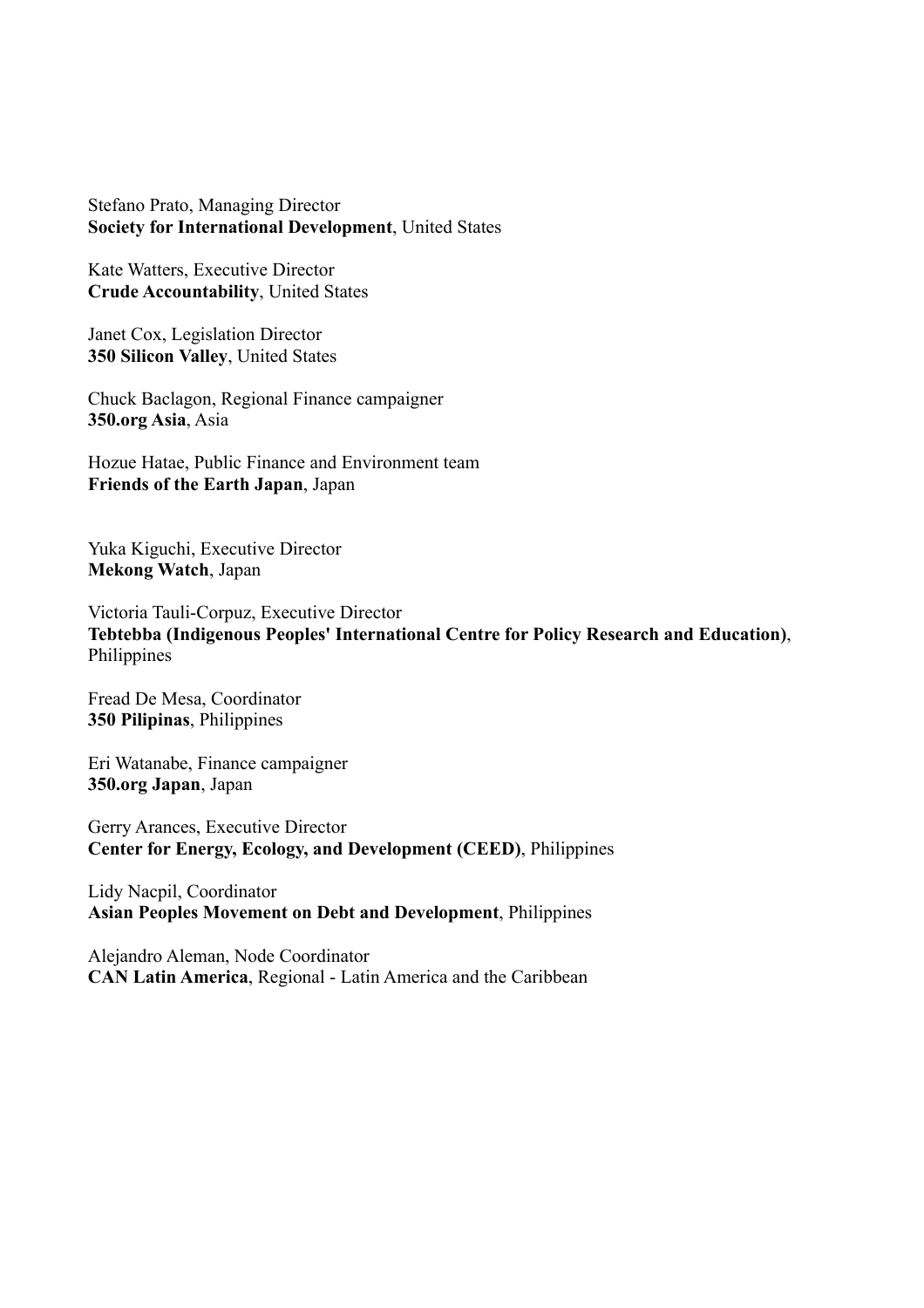Stefano Prato, Managing Director
**Society for International Development**, United States

Kate Watters, Executive Director
**Crude Accountability**, United States

Janet Cox, Legislation Director
**350 Silicon Valley**, United States

Chuck Baclagon, Regional Finance campaigner
**350.org Asia**, Asia

Hozue Hatae, Public Finance and Environment team
**Friends of the Earth Japan**, Japan

Yuka Kiguchi, Executive Director
**Mekong Watch**, Japan

Victoria Tauli-Corpuz, Executive Director
**Tebtebba (Indigenous Peoples' International Centre for Policy Research and Education)**, Philippines

Fread De Mesa, Coordinator
**350 Pilipinas**, Philippines

Eri Watanabe, Finance campaigner
**350.org Japan**, Japan

Gerry Arances, Executive Director
**Center for Energy, Ecology, and Development (CEED)**, Philippines

Lidy Nacpil, Coordinator
**Asian Peoples Movement on Debt and Development**, Philippines

Alejandro Aleman, Node Coordinator
**CAN Latin America**, Regional - Latin America and the Caribbean